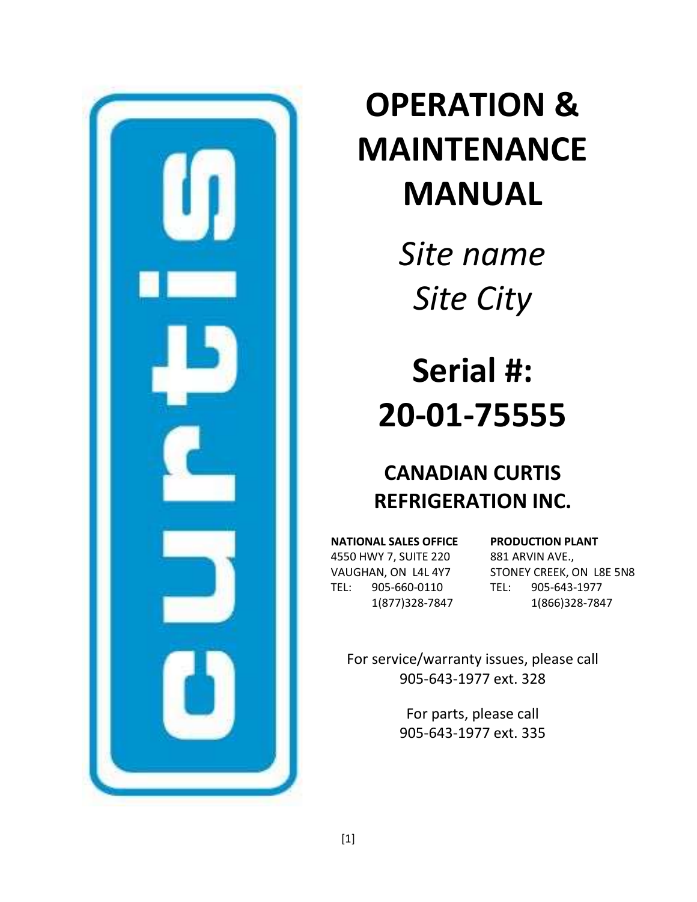# OPERATION & MAINTENANCE MANUAL

*Site name*

*Site City*

# Serial #: 20-01-75555

## CANADIAN CURTIS REFRIGERATION INC.

**NATIONAL SALES OFFICE**
4550 HWY 7, SUITE 220
VAUGHAN, ON L4L 4Y7
TEL: 905-660-0110
1(877)328-7847

**PRODUCTION PLANT**
881 ARVIN AVE.,
STONEY CREEK, ON L8E 5N8
TEL: 905-643-1977
1(866)328-7847

For service/warranty issues, please call
905-643-1977 ext. 328

For parts, please call
905-643-1977 ext. 335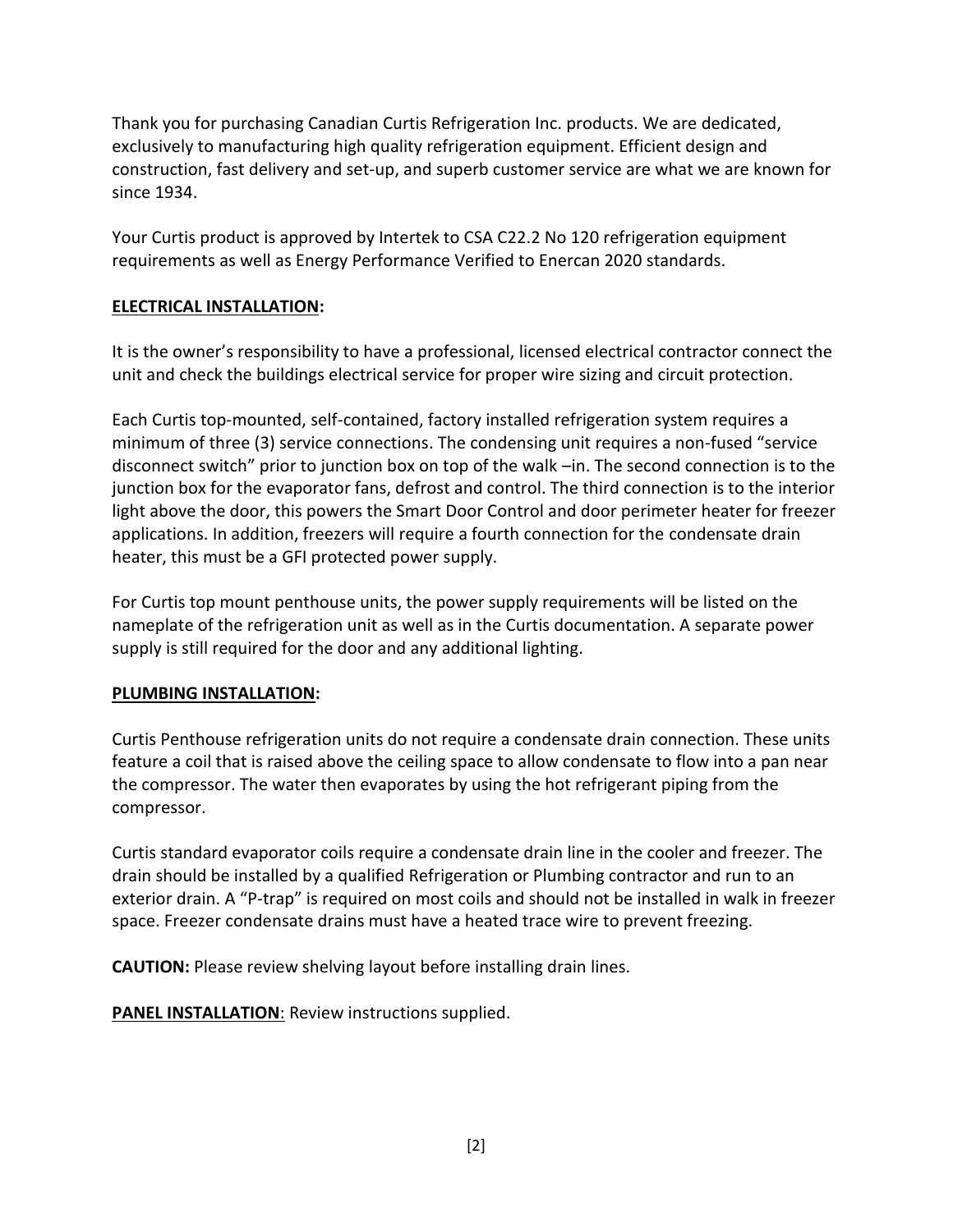Thank you for purchasing Canadian Curtis Refrigeration Inc. products. We are dedicated, exclusively to manufacturing high quality refrigeration equipment. Efficient design and construction, fast delivery and set-up, and superb customer service are what we are known for since 1934.

Your Curtis product is approved by Intertek to CSA C22.2 No 120 refrigeration equipment requirements as well as Energy Performance Verified to Enercan 2020 standards.

**ELECTRICAL INSTALLATION:**

It is the owner's responsibility to have a professional, licensed electrical contractor connect the unit and check the buildings electrical service for proper wire sizing and circuit protection.

Each Curtis top-mounted, self-contained, factory installed refrigeration system requires a minimum of three (3) service connections. The condensing unit requires a non-fused "service disconnect switch" prior to junction box on top of the walk –in. The second connection is to the junction box for the evaporator fans, defrost and control. The third connection is to the interior light above the door, this powers the Smart Door Control and door perimeter heater for freezer applications. In addition, freezers will require a fourth connection for the condensate drain heater, this must be a GFI protected power supply.

For Curtis top mount penthouse units, the power supply requirements will be listed on the nameplate of the refrigeration unit as well as in the Curtis documentation. A separate power supply is still required for the door and any additional lighting.

**PLUMBING INSTALLATION:**

Curtis Penthouse refrigeration units do not require a condensate drain connection. These units feature a coil that is raised above the ceiling space to allow condensate to flow into a pan near the compressor. The water then evaporates by using the hot refrigerant piping from the compressor.

Curtis standard evaporator coils require a condensate drain line in the cooler and freezer. The drain should be installed by a qualified Refrigeration or Plumbing contractor and run to an exterior drain. A "P-trap" is required on most coils and should not be installed in walk in freezer space. Freezer condensate drains must have a heated trace wire to prevent freezing.

**CAUTION:** Please review shelving layout before installing drain lines.

**PANEL INSTALLATION**: Review instructions supplied.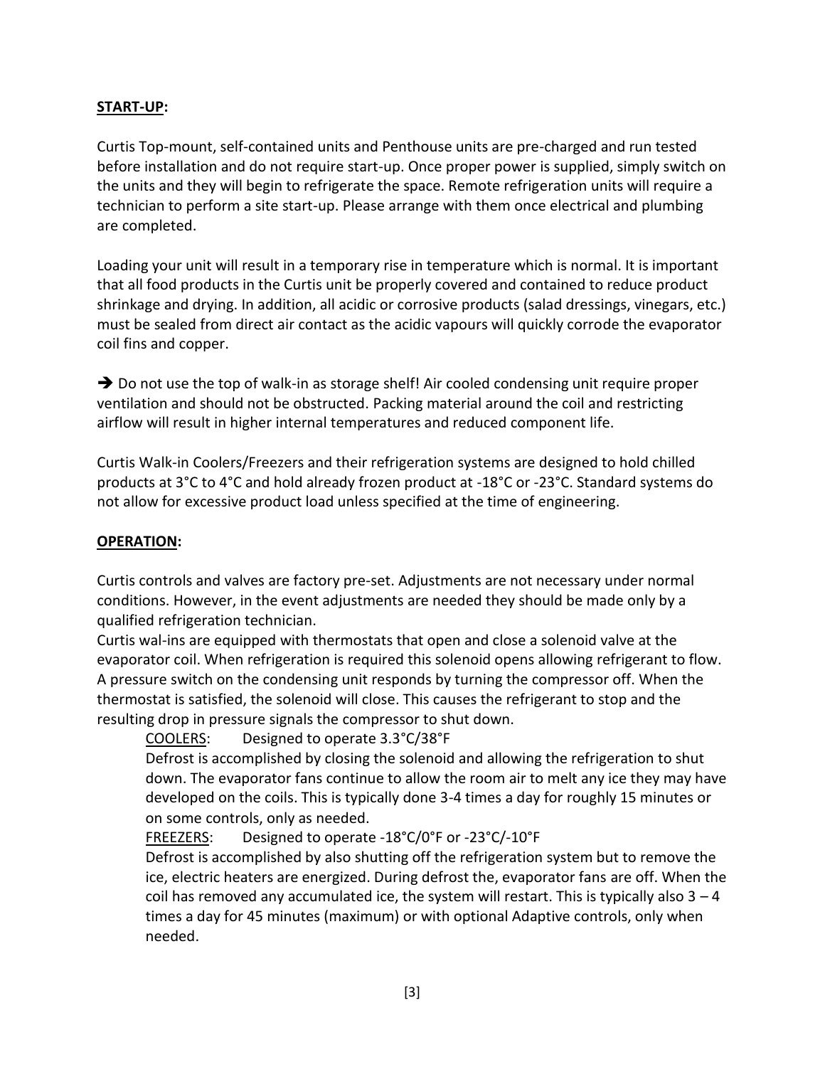**START-UP:**

Curtis Top-mount, self-contained units and Penthouse units are pre-charged and run tested before installation and do not require start-up. Once proper power is supplied, simply switch on the units and they will begin to refrigerate the space. Remote refrigeration units will require a technician to perform a site start-up. Please arrange with them once electrical and plumbing are completed.

Loading your unit will result in a temporary rise in temperature which is normal. It is important that all food products in the Curtis unit be properly covered and contained to reduce product shrinkage and drying. In addition, all acidic or corrosive products (salad dressings, vinegars, etc.) must be sealed from direct air contact as the acidic vapours will quickly corrode the evaporator coil fins and copper.

➔ Do not use the top of walk-in as storage shelf! Air cooled condensing unit require proper ventilation and should not be obstructed. Packing material around the coil and restricting airflow will result in higher internal temperatures and reduced component life.

Curtis Walk-in Coolers/Freezers and their refrigeration systems are designed to hold chilled products at 3°C to 4°C and hold already frozen product at -18°C or -23°C. Standard systems do not allow for excessive product load unless specified at the time of engineering.

**OPERATION:**

Curtis controls and valves are factory pre-set. Adjustments are not necessary under normal conditions. However, in the event adjustments are needed they should be made only by a qualified refrigeration technician.
Curtis wal-ins are equipped with thermostats that open and close a solenoid valve at the evaporator coil. When refrigeration is required this solenoid opens allowing refrigerant to flow. A pressure switch on the condensing unit responds by turning the compressor off. When the thermostat is satisfied, the solenoid will close. This causes the refrigerant to stop and the resulting drop in pressure signals the compressor to shut down.

COOLERS: Designed to operate 3.3°C/38°F
Defrost is accomplished by closing the solenoid and allowing the refrigeration to shut down. The evaporator fans continue to allow the room air to melt any ice they may have developed on the coils. This is typically done 3-4 times a day for roughly 15 minutes or on some controls, only as needed.

FREEZERS: Designed to operate -18°C/0°F or -23°C/-10°F
Defrost is accomplished by also shutting off the refrigeration system but to remove the ice, electric heaters are energized. During defrost the, evaporator fans are off. When the coil has removed any accumulated ice, the system will restart. This is typically also 3 – 4 times a day for 45 minutes (maximum) or with optional Adaptive controls, only when needed.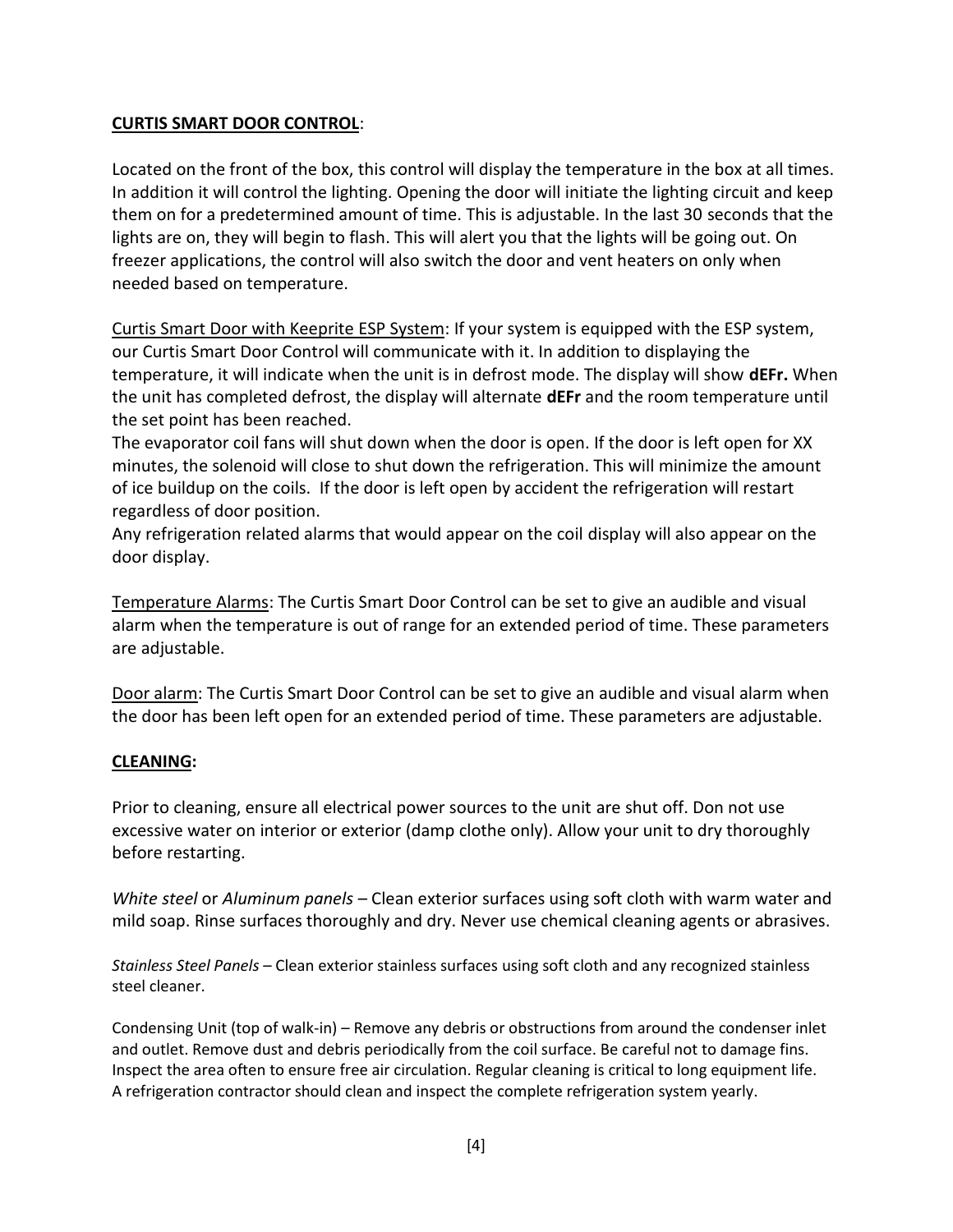**<u>CURTIS SMART DOOR CONTROL</u>**:

Located on the front of the box, this control will display the temperature in the box at all times. In addition it will control the lighting. Opening the door will initiate the lighting circuit and keep them on for a predetermined amount of time. This is adjustable. In the last 30 seconds that the lights are on, they will begin to flash. This will alert you that the lights will be going out. On freezer applications, the control will also switch the door and vent heaters on only when needed based on temperature.

<u>Curtis Smart Door with Keeprite ESP System</u>: If your system is equipped with the ESP system, our Curtis Smart Door Control will communicate with it. In addition to displaying the temperature, it will indicate when the unit is in defrost mode. The display will show **dEFr.** When the unit has completed defrost, the display will alternate **dEFr** and the room temperature until the set point has been reached.
The evaporator coil fans will shut down when the door is open. If the door is left open for XX minutes, the solenoid will close to shut down the refrigeration. This will minimize the amount of ice buildup on the coils. If the door is left open by accident the refrigeration will restart regardless of door position.
Any refrigeration related alarms that would appear on the coil display will also appear on the door display.

<u>Temperature Alarms</u>: The Curtis Smart Door Control can be set to give an audible and visual alarm when the temperature is out of range for an extended period of time. These parameters are adjustable.

<u>Door alarm</u>: The Curtis Smart Door Control can be set to give an audible and visual alarm when the door has been left open for an extended period of time. These parameters are adjustable.

**<u>CLEANING</u>:**

Prior to cleaning, ensure all electrical power sources to the unit are shut off. Don not use excessive water on interior or exterior (damp clothe only). Allow your unit to dry thoroughly before restarting.

*White steel* or *Aluminum panels* – Clean exterior surfaces using soft cloth with warm water and mild soap. Rinse surfaces thoroughly and dry. Never use chemical cleaning agents or abrasives.

*Stainless Steel Panels* – Clean exterior stainless surfaces using soft cloth and any recognized stainless steel cleaner.

Condensing Unit (top of walk-in) – Remove any debris or obstructions from around the condenser inlet and outlet. Remove dust and debris periodically from the coil surface. Be careful not to damage fins. Inspect the area often to ensure free air circulation. Regular cleaning is critical to long equipment life. A refrigeration contractor should clean and inspect the complete refrigeration system yearly.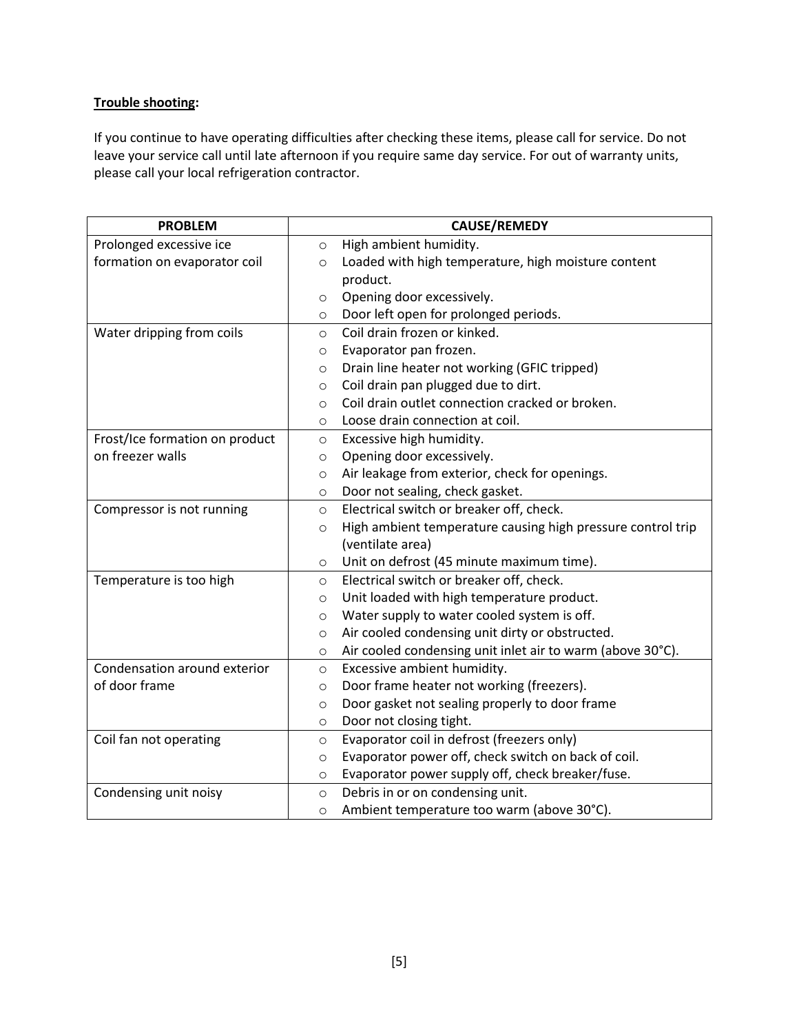**Trouble shooting:**

If you continue to have operating difficulties after checking these items, please call for service. Do not leave your service call until late afternoon if you require same day service. For out of warranty units, please call your local refrigeration contractor.

| PROBLEM | CAUSE/REMEDY |
|---|---|
| Prolonged excessive ice formation on evaporator coil | ○ High ambient humidity.<br>○ Loaded with high temperature, high moisture content product.<br>○ Opening door excessively.<br>○ Door left open for prolonged periods. |
| Water dripping from coils | ○ Coil drain frozen or kinked.<br>○ Evaporator pan frozen.<br>○ Drain line heater not working (GFIC tripped)<br>○ Coil drain pan plugged due to dirt.<br>○ Coil drain outlet connection cracked or broken.<br>○ Loose drain connection at coil. |
| Frost/Ice formation on product on freezer walls | ○ Excessive high humidity.<br>○ Opening door excessively.<br>○ Air leakage from exterior, check for openings.<br>○ Door not sealing, check gasket. |
| Compressor is not running | ○ Electrical switch or breaker off, check.<br>○ High ambient temperature causing high pressure control trip (ventilate area)<br>○ Unit on defrost (45 minute maximum time). |
| Temperature is too high | ○ Electrical switch or breaker off, check.<br>○ Unit loaded with high temperature product.<br>○ Water supply to water cooled system is off.<br>○ Air cooled condensing unit dirty or obstructed.<br>○ Air cooled condensing unit inlet air to warm (above 30°C). |
| Condensation around exterior of door frame | ○ Excessive ambient humidity.<br>○ Door frame heater not working (freezers).<br>○ Door gasket not sealing properly to door frame<br>○ Door not closing tight. |
| Coil fan not operating | ○ Evaporator coil in defrost (freezers only)<br>○ Evaporator power off, check switch on back of coil.<br>○ Evaporator power supply off, check breaker/fuse. |
| Condensing unit noisy | ○ Debris in or on condensing unit.<br>○ Ambient temperature too warm (above 30°C). |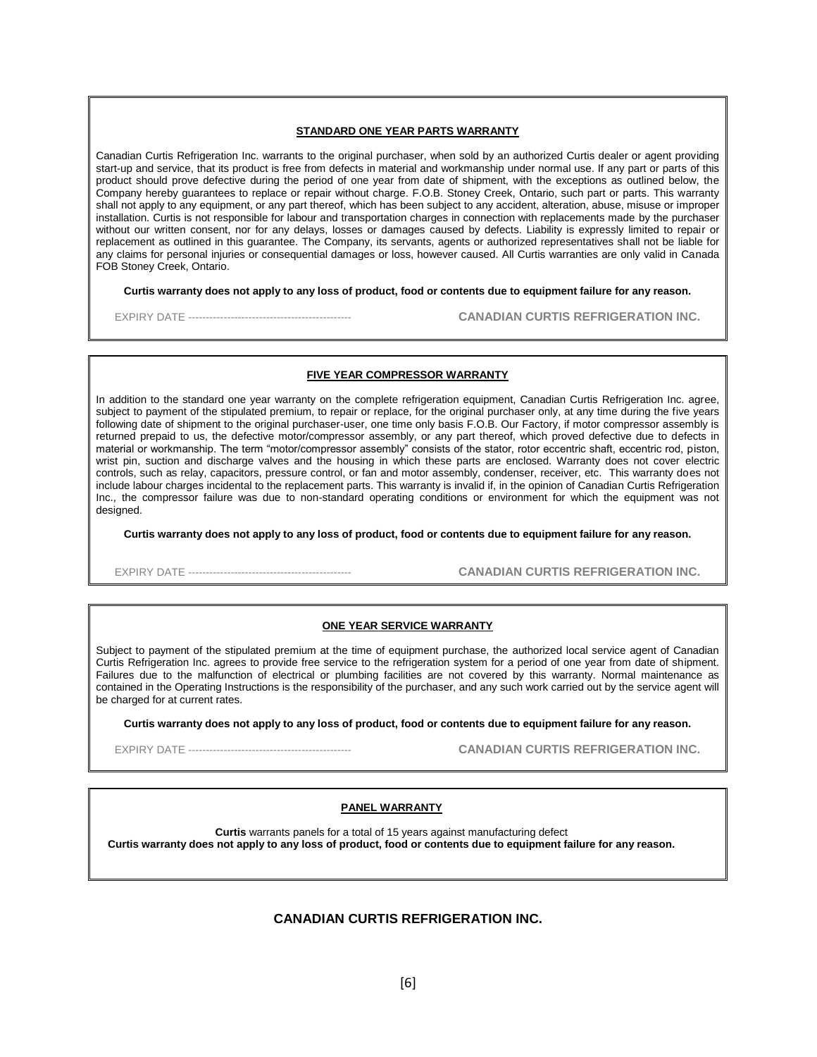### STANDARD ONE YEAR PARTS WARRANTY

Canadian Curtis Refrigeration Inc. warrants to the original purchaser, when sold by an authorized Curtis dealer or agent providing start-up and service, that its product is free from defects in material and workmanship under normal use. If any part or parts of this product should prove defective during the period of one year from date of shipment, with the exceptions as outlined below, the Company hereby guarantees to replace or repair without charge. F.O.B. Stoney Creek, Ontario, such part or parts. This warranty shall not apply to any equipment, or any part thereof, which has been subject to any accident, alteration, abuse, misuse or improper installation. Curtis is not responsible for labour and transportation charges in connection with replacements made by the purchaser without our written consent, nor for any delays, losses or damages caused by defects. Liability is expressly limited to repair or replacement as outlined in this guarantee. The Company, its servants, agents or authorized representatives shall not be liable for any claims for personal injuries or consequential damages or loss, however caused. All Curtis warranties are only valid in Canada FOB Stoney Creek, Ontario.

**Curtis warranty does not apply to any loss of product, food or contents due to equipment failure for any reason.**

EXPIRY DATE ----------------------------------------------- **CANADIAN CURTIS REFRIGERATION INC.**

### FIVE YEAR COMPRESSOR WARRANTY

In addition to the standard one year warranty on the complete refrigeration equipment, Canadian Curtis Refrigeration Inc. agree, subject to payment of the stipulated premium, to repair or replace, for the original purchaser only, at any time during the five years following date of shipment to the original purchaser-user, one time only basis F.O.B. Our Factory, if motor compressor assembly is returned prepaid to us, the defective motor/compressor assembly, or any part thereof, which proved defective due to defects in material or workmanship. The term "motor/compressor assembly" consists of the stator, rotor eccentric shaft, eccentric rod, piston, wrist pin, suction and discharge valves and the housing in which these parts are enclosed. Warranty does not cover electric controls, such as relay, capacitors, pressure control, or fan and motor assembly, condenser, receiver, etc. This warranty does not include labour charges incidental to the replacement parts. This warranty is invalid if, in the opinion of Canadian Curtis Refrigeration Inc., the compressor failure was due to non-standard operating conditions or environment for which the equipment was not designed.

**Curtis warranty does not apply to any loss of product, food or contents due to equipment failure for any reason.**

EXPIRY DATE ----------------------------------------------- **CANADIAN CURTIS REFRIGERATION INC.**

### ONE YEAR SERVICE WARRANTY

Subject to payment of the stipulated premium at the time of equipment purchase, the authorized local service agent of Canadian Curtis Refrigeration Inc. agrees to provide free service to the refrigeration system for a period of one year from date of shipment. Failures due to the malfunction of electrical or plumbing facilities are not covered by this warranty. Normal maintenance as contained in the Operating Instructions is the responsibility of the purchaser, and any such work carried out by the service agent will be charged for at current rates.

**Curtis warranty does not apply to any loss of product, food or contents due to equipment failure for any reason.**

EXPIRY DATE ----------------------------------------------- **CANADIAN CURTIS REFRIGERATION INC.**

### PANEL WARRANTY

**Curtis** warrants panels for a total of 15 years against manufacturing defect

**Curtis warranty does not apply to any loss of product, food or contents due to equipment failure for any reason.**

**CANADIAN CURTIS REFRIGERATION INC.**